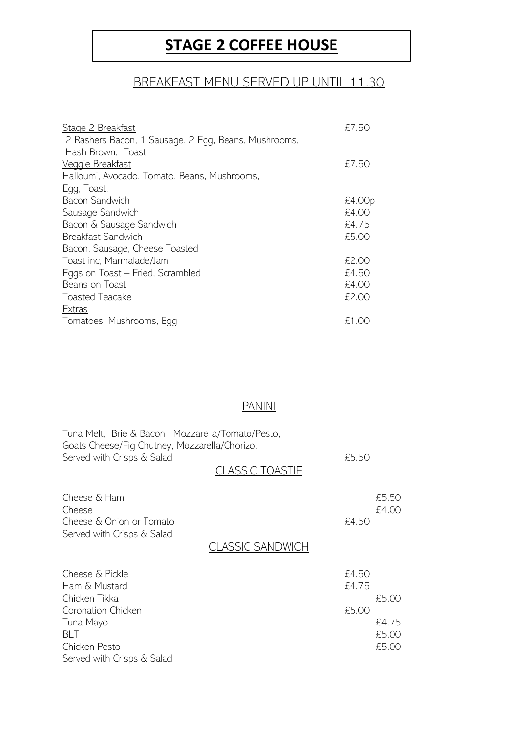# **STAGE 2 COFFEE HOUSE**

## BREAKFAST MENU SERVED UP UNTIL 11.30

| | |
|---|---|
| Stage 2 Breakfast<br>2 Rashers Bacon, 1 Sausage, 2 Egg, Beans, Mushrooms, Hash Brown, Toast | £7.50 |
| Veggie Breakfast<br>Halloumi, Avocado, Tomato, Beans, Mushrooms, Egg, Toast. | £7.50 |
| Bacon Sandwich | £4.00p |
| Sausage Sandwich | £4.00 |
| Bacon & Sausage Sandwich | £4.75 |
| Breakfast Sandwich<br>Bacon, Sausage, Cheese Toasted | £5.00 |
| Toast inc, Marmalade/Jam | £2.00 |
| Eggs on Toast – Fried, Scrambled | £4.50 |
| Beans on Toast | £4.00 |
| Toasted Teacake | £2.00 |
| Extras | |
| Tomatoes, Mushrooms, Egg | £1.00 |

## PANINI

Tuna Melt, Brie & Bacon, Mozzarella/Tomato/Pesto,
Goats Cheese/Fig Chutney, Mozzarella/Chorizo.
Served with Crisps & Salad — £5.50

## CLASSIC TOASTIE

| | |
|---|---|
| Cheese & Ham | £5.50 |
| Cheese | £4.00 |
| Cheese & Onion or Tomato | £4.50 |

Served with Crisps & Salad

## CLASSIC SANDWICH

| | |
|---|---|
| Cheese & Pickle | £4.50 |
| Ham & Mustard | £4.75 |
| Chicken Tikka | £5.00 |
| Coronation Chicken | £5.00 |
| Tuna Mayo | £4.75 |
| BLT | £5.00 |
| Chicken Pesto | £5.00 |

Served with Crisps & Salad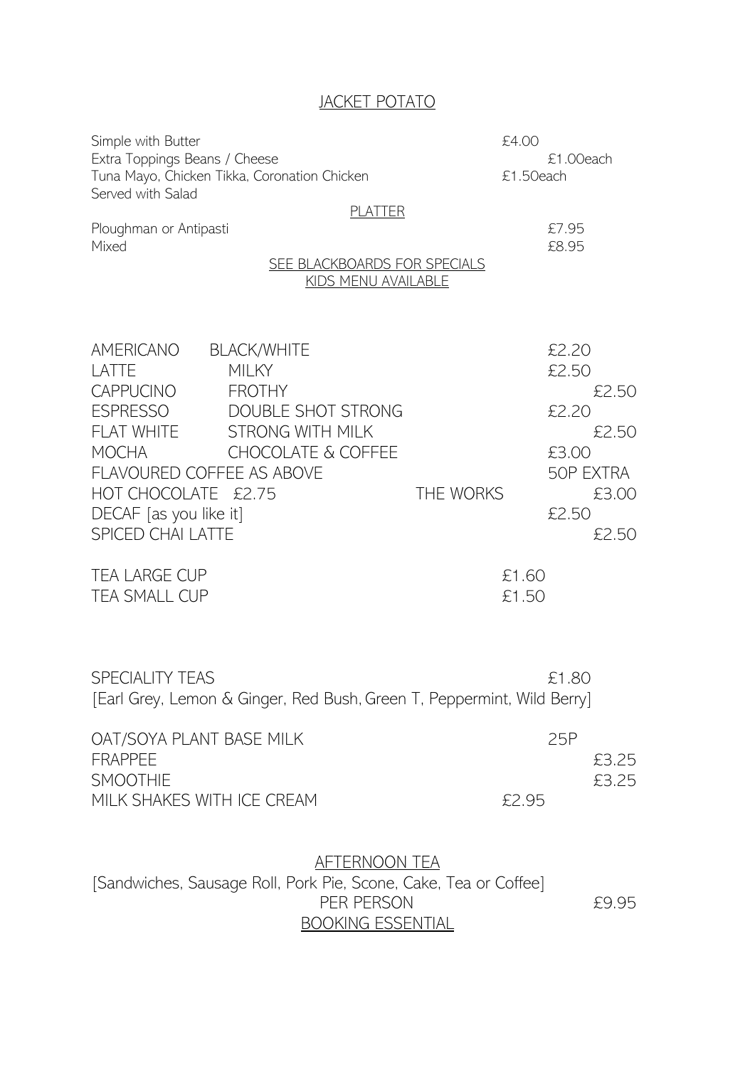## JACKET POTATO

| | |
|---|---|
| Simple with Butter | £4.00 |
| Extra Toppings Beans / Cheese | £1.00each |
| Tuna Mayo, Chicken Tikka, Coronation Chicken | £1.50each |
| Served with Salad | |

## PLATTER

| | |
|---|---|
| Ploughman or Antipasti | £7.95 |
| Mixed | £8.95 |

SEE BLACKBOARDS FOR SPECIALS

KIDS MENU AVAILABLE

| | | | |
|---|---|---|---|
| AMERICANO | BLACK/WHITE | | £2.20 |
| LATTE | MILKY | | £2.50 |
| CAPPUCINO | FROTHY | | £2.50 |
| ESPRESSO | DOUBLE SHOT STRONG | | £2.20 |
| FLAT WHITE | STRONG WITH MILK | | £2.50 |
| MOCHA | CHOCOLATE & COFFEE | | £3.00 |
| FLAVOURED COFFEE AS ABOVE | | | 50P EXTRA |
| HOT CHOCOLATE £2.75 | | THE WORKS | £3.00 |
| DECAF [as you like it] | | | £2.50 |
| SPICED CHAI LATTE | | | £2.50 |

| | |
|---|---|
| TEA LARGE CUP | £1.60 |
| TEA SMALL CUP | £1.50 |

SPECIALITY TEAS £1.80

[Earl Grey, Lemon & Ginger, Red Bush, Green T, Peppermint, Wild Berry]

| | |
|---|---|
| OAT/SOYA PLANT BASE MILK | 25P |
| FRAPPEE | £3.25 |
| SMOOTHIE | £3.25 |
| MILK SHAKES WITH ICE CREAM | £2.95 |

## AFTERNOON TEA

[Sandwiches, Sausage Roll, Pork Pie, Scone, Cake, Tea or Coffee]

PER PERSON £9.95

BOOKING ESSENTIAL